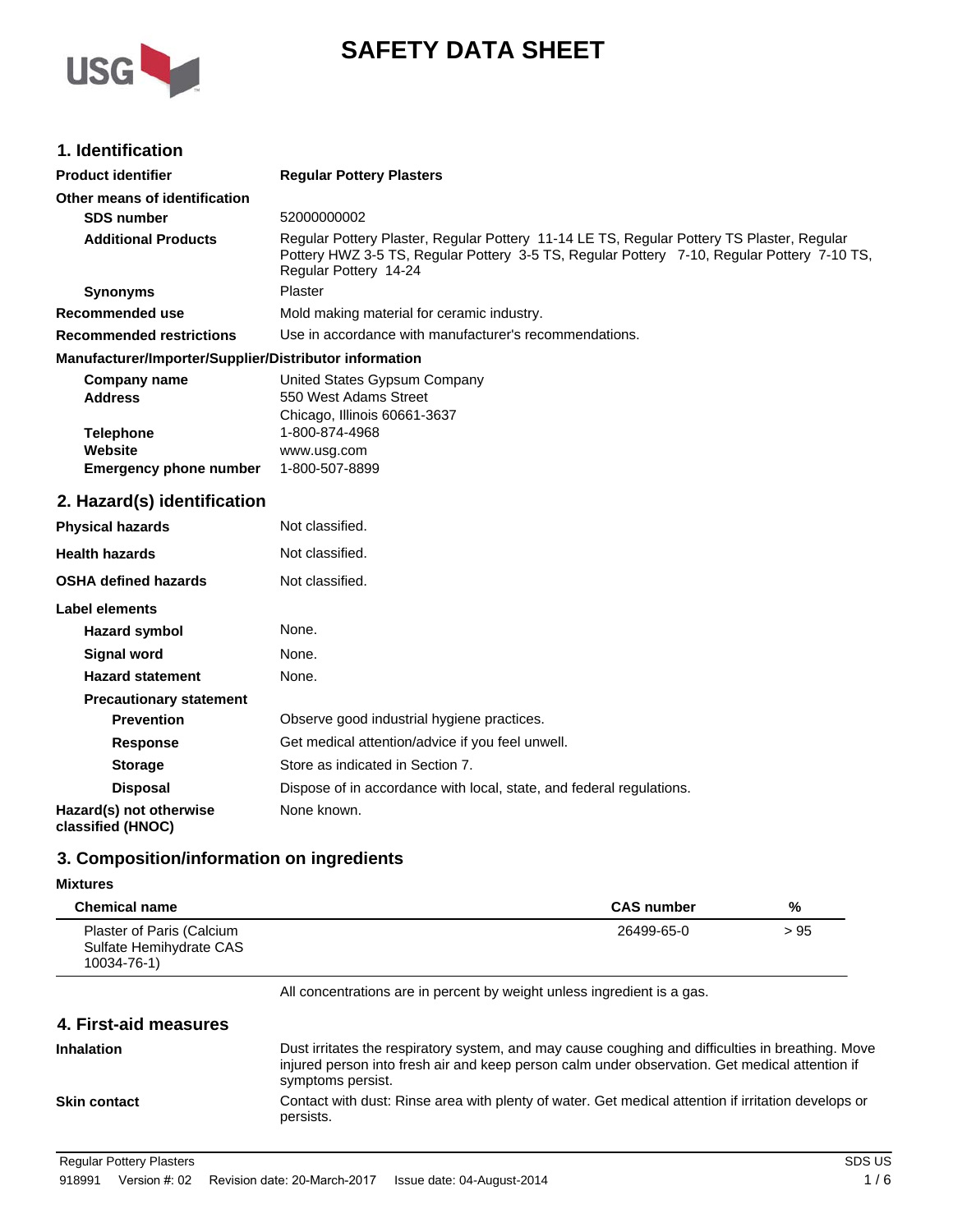# SAFETY DATA SHEET

## 1. Identification

**Product identifier** **Regular Pottery Plasters**

**Other means of identification**

**SDS number** 52000000002

**Additional Products** Regular Pottery Plaster, Regular Pottery 11-14 LE TS, Regular Pottery TS Plaster, Regular Pottery HWZ 3-5 TS, Regular Pottery 3-5 TS, Regular Pottery 7-10, Regular Pottery 7-10 TS, Regular Pottery 14-24

**Synonyms** Plaster

**Recommended use** Mold making material for ceramic industry.

**Recommended restrictions** Use in accordance with manufacturer's recommendations.

**Manufacturer/Importer/Supplier/Distributor information**

**Company name** United States Gypsum Company
**Address** 550 West Adams Street
Chicago, Illinois 60661-3637
**Telephone** 1-800-874-4968
**Website** www.usg.com
**Emergency phone number** 1-800-507-8899

## 2. Hazard(s) identification

**Physical hazards** Not classified.

**Health hazards** Not classified.

**OSHA defined hazards** Not classified.

**Label elements**

**Hazard symbol** None.

**Signal word** None.

**Hazard statement** None.

**Precautionary statement**

**Prevention** Observe good industrial hygiene practices.

**Response** Get medical attention/advice if you feel unwell.

**Storage** Store as indicated in Section 7.

**Disposal** Dispose of in accordance with local, state, and federal regulations.

**Hazard(s) not otherwise classified (HNOC)** None known.

## 3. Composition/information on ingredients

**Mixtures**

| Chemical name | CAS number | % |
|---|---|---|
| Plaster of Paris (Calcium Sulfate Hemihydrate CAS 10034-76-1) | 26499-65-0 | > 95 |

All concentrations are in percent by weight unless ingredient is a gas.

## 4. First-aid measures

**Inhalation** Dust irritates the respiratory system, and may cause coughing and difficulties in breathing. Move injured person into fresh air and keep person calm under observation. Get medical attention if symptoms persist.

**Skin contact** Contact with dust: Rinse area with plenty of water. Get medical attention if irritation develops or persists.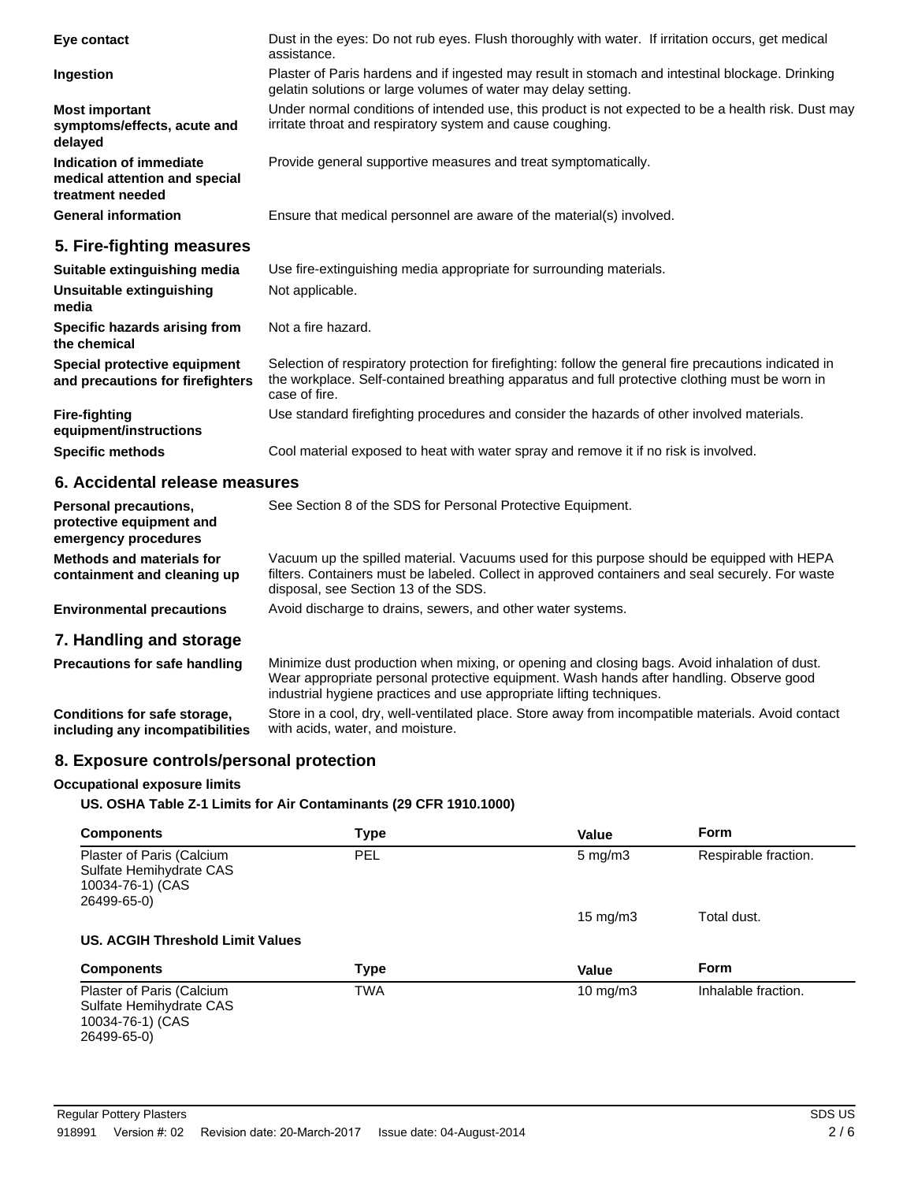| | |
|---|---|
| **Eye contact** | Dust in the eyes: Do not rub eyes. Flush thoroughly with water. If irritation occurs, get medical assistance. |
| **Ingestion** | Plaster of Paris hardens and if ingested may result in stomach and intestinal blockage. Drinking gelatin solutions or large volumes of water may delay setting. |
| **Most important symptoms/effects, acute and delayed** | Under normal conditions of intended use, this product is not expected to be a health risk. Dust may irritate throat and respiratory system and cause coughing. |
| **Indication of immediate medical attention and special treatment needed** | Provide general supportive measures and treat symptomatically. |
| **General information** | Ensure that medical personnel are aware of the material(s) involved. |

## 5. Fire-fighting measures

| | |
|---|---|
| **Suitable extinguishing media** | Use fire-extinguishing media appropriate for surrounding materials. |
| **Unsuitable extinguishing media** | Not applicable. |
| **Specific hazards arising from the chemical** | Not a fire hazard. |
| **Special protective equipment and precautions for firefighters** | Selection of respiratory protection for firefighting: follow the general fire precautions indicated in the workplace. Self-contained breathing apparatus and full protective clothing must be worn in case of fire. |
| **Fire-fighting equipment/instructions** | Use standard firefighting procedures and consider the hazards of other involved materials. |
| **Specific methods** | Cool material exposed to heat with water spray and remove it if no risk is involved. |

## 6. Accidental release measures

| | |
|---|---|
| **Personal precautions, protective equipment and emergency procedures** | See Section 8 of the SDS for Personal Protective Equipment. |
| **Methods and materials for containment and cleaning up** | Vacuum up the spilled material. Vacuums used for this purpose should be equipped with HEPA filters. Containers must be labeled. Collect in approved containers and seal securely. For waste disposal, see Section 13 of the SDS. |
| **Environmental precautions** | Avoid discharge to drains, sewers, and other water systems. |

## 7. Handling and storage

| | |
|---|---|
| **Precautions for safe handling** | Minimize dust production when mixing, or opening and closing bags. Avoid inhalation of dust. Wear appropriate personal protective equipment. Wash hands after handling. Observe good industrial hygiene practices and use appropriate lifting techniques. |
| **Conditions for safe storage, including any incompatibilities** | Store in a cool, dry, well-ventilated place. Store away from incompatible materials. Avoid contact with acids, water, and moisture. |

## 8. Exposure controls/personal protection

**Occupational exposure limits**

**US. OSHA Table Z-1 Limits for Air Contaminants (29 CFR 1910.1000)**

| Components | Type | Value | Form |
|---|---|---|---|
| Plaster of Paris (Calcium Sulfate Hemihydrate CAS 10034-76-1) (CAS 26499-65-0) | PEL | 5 mg/m3 | Respirable fraction. |
| | | 15 mg/m3 | Total dust. |

**US. ACGIH Threshold Limit Values**

| Components | Type | Value | Form |
|---|---|---|---|
| Plaster of Paris (Calcium Sulfate Hemihydrate CAS 10034-76-1) (CAS 26499-65-0) | TWA | 10 mg/m3 | Inhalable fraction. |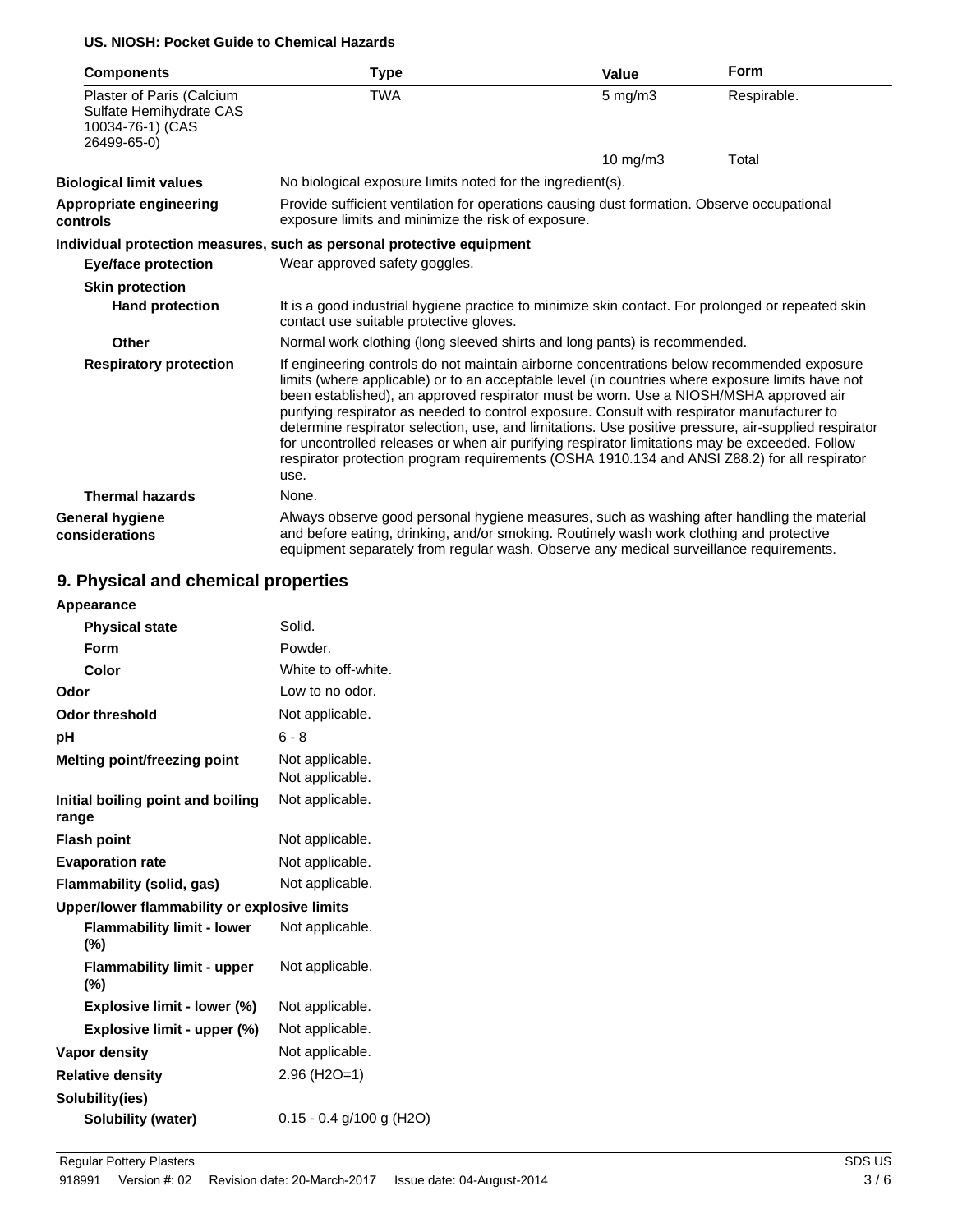**US. NIOSH: Pocket Guide to Chemical Hazards**

| Components | Type | Value | Form |
|---|---|---|---|
| Plaster of Paris (Calcium Sulfate Hemihydrate CAS 10034-76-1) (CAS 26499-65-0) | TWA | 5 mg/m3 | Respirable. |
| | | 10 mg/m3 | Total |

**Biological limit values** No biological exposure limits noted for the ingredient(s).

**Appropriate engineering controls** Provide sufficient ventilation for operations causing dust formation. Observe occupational exposure limits and minimize the risk of exposure.

**Individual protection measures, such as personal protective equipment**

**Eye/face protection** Wear approved safety goggles.

**Skin protection**

**Hand protection** It is a good industrial hygiene practice to minimize skin contact. For prolonged or repeated skin contact use suitable protective gloves.

**Other** Normal work clothing (long sleeved shirts and long pants) is recommended.

**Respiratory protection** If engineering controls do not maintain airborne concentrations below recommended exposure limits (where applicable) or to an acceptable level (in countries where exposure limits have not been established), an approved respirator must be worn. Use a NIOSH/MSHA approved air purifying respirator as needed to control exposure. Consult with respirator manufacturer to determine respirator selection, use, and limitations. Use positive pressure, air-supplied respirator for uncontrolled releases or when air purifying respirator limitations may be exceeded. Follow respirator protection program requirements (OSHA 1910.134 and ANSI Z88.2) for all respirator use.

**Thermal hazards** None.

**General hygiene considerations** Always observe good personal hygiene measures, such as washing after handling the material and before eating, drinking, and/or smoking. Routinely wash work clothing and protective equipment separately from regular wash. Observe any medical surveillance requirements.

## 9. Physical and chemical properties

**Appearance**

| | |
|---|---|
| **Physical state** | Solid. |
| **Form** | Powder. |
| **Color** | White to off-white. |
| **Odor** | Low to no odor. |
| **Odor threshold** | Not applicable. |
| **pH** | 6 - 8 |
| **Melting point/freezing point** | Not applicable. Not applicable. |
| **Initial boiling point and boiling range** | Not applicable. |
| **Flash point** | Not applicable. |
| **Evaporation rate** | Not applicable. |
| **Flammability (solid, gas)** | Not applicable. |

**Upper/lower flammability or explosive limits**

| | |
|---|---|
| **Flammability limit - lower (%)** | Not applicable. |
| **Flammability limit - upper (%)** | Not applicable. |
| **Explosive limit - lower (%)** | Not applicable. |
| **Explosive limit - upper (%)** | Not applicable. |
| **Vapor density** | Not applicable. |
| **Relative density** | 2.96 (H2O=1) |

**Solubility(ies)**

| | |
|---|---|
| **Solubility (water)** | 0.15 - 0.4 g/100 g (H2O) |

Regular Pottery Plasters SDS US
918991 Version #: 02 Revision date: 20-March-2017 Issue date: 04-August-2014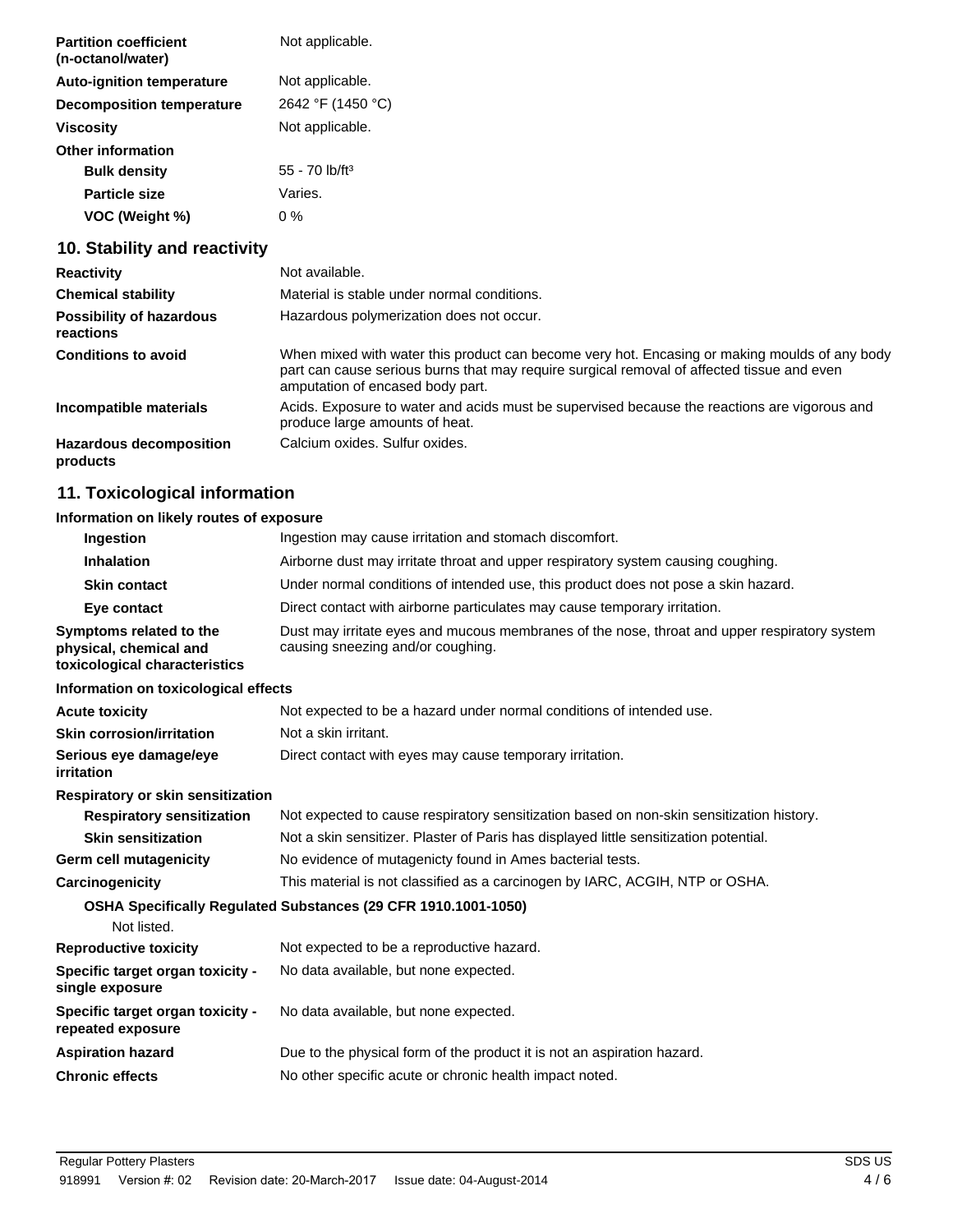| | |
|---|---|
| **Partition coefficient (n-octanol/water)** | Not applicable. |
| **Auto-ignition temperature** | Not applicable. |
| **Decomposition temperature** | 2642 °F (1450 °C) |
| **Viscosity** | Not applicable. |
| **Other information** | |
| **Bulk density** | 55 - 70 lb/ft³ |
| **Particle size** | Varies. |
| **VOC (Weight %)** | 0 % |

## 10. Stability and reactivity

| | |
|---|---|
| **Reactivity** | Not available. |
| **Chemical stability** | Material is stable under normal conditions. |
| **Possibility of hazardous reactions** | Hazardous polymerization does not occur. |
| **Conditions to avoid** | When mixed with water this product can become very hot. Encasing or making moulds of any body part can cause serious burns that may require surgical removal of affected tissue and even amputation of encased body part. |
| **Incompatible materials** | Acids. Exposure to water and acids must be supervised because the reactions are vigorous and produce large amounts of heat. |
| **Hazardous decomposition products** | Calcium oxides. Sulfur oxides. |

## 11. Toxicological information

**Information on likely routes of exposure**

| | |
|---|---|
| **Ingestion** | Ingestion may cause irritation and stomach discomfort. |
| **Inhalation** | Airborne dust may irritate throat and upper respiratory system causing coughing. |
| **Skin contact** | Under normal conditions of intended use, this product does not pose a skin hazard. |
| **Eye contact** | Direct contact with airborne particulates may cause temporary irritation. |
| **Symptoms related to the physical, chemical and toxicological characteristics** | Dust may irritate eyes and mucous membranes of the nose, throat and upper respiratory system causing sneezing and/or coughing. |

**Information on toxicological effects**

| | |
|---|---|
| **Acute toxicity** | Not expected to be a hazard under normal conditions of intended use. |
| **Skin corrosion/irritation** | Not a skin irritant. |
| **Serious eye damage/eye irritation** | Direct contact with eyes may cause temporary irritation. |
| **Respiratory or skin sensitization** | |
| **Respiratory sensitization** | Not expected to cause respiratory sensitization based on non-skin sensitization history. |
| **Skin sensitization** | Not a skin sensitizer. Plaster of Paris has displayed little sensitization potential. |
| **Germ cell mutagenicity** | No evidence of mutagenicty found in Ames bacterial tests. |
| **Carcinogenicity** | This material is not classified as a carcinogen by IARC, ACGIH, NTP or OSHA. |

**OSHA Specifically Regulated Substances (29 CFR 1910.1001-1050)**

Not listed.

| | |
|---|---|
| **Reproductive toxicity** | Not expected to be a reproductive hazard. |
| **Specific target organ toxicity - single exposure** | No data available, but none expected. |
| **Specific target organ toxicity - repeated exposure** | No data available, but none expected. |
| **Aspiration hazard** | Due to the physical form of the product it is not an aspiration hazard. |
| **Chronic effects** | No other specific acute or chronic health impact noted. |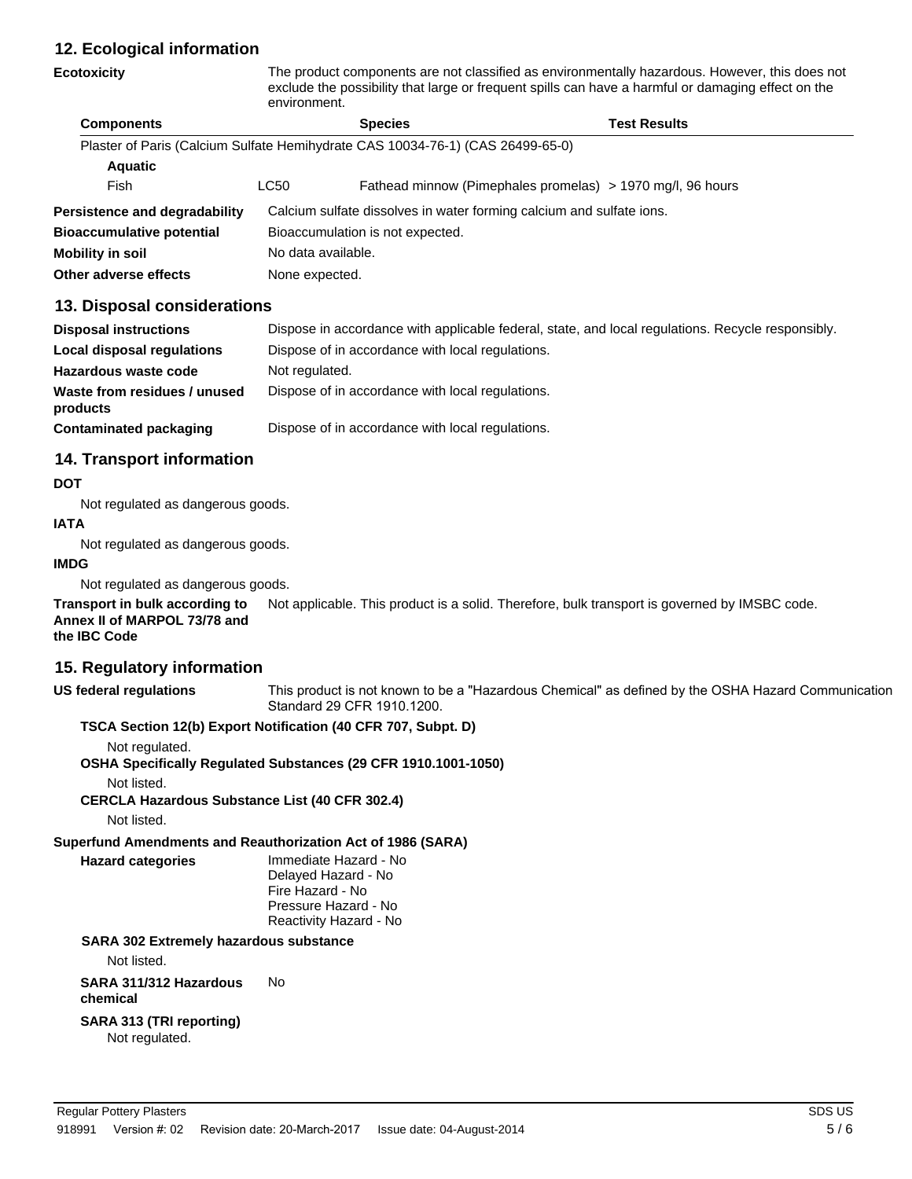## 12. Ecological information

**Ecotoxicity** The product components are not classified as environmentally hazardous. However, this does not exclude the possibility that large or frequent spills can have a harmful or damaging effect on the environment.

| Components | | Species | Test Results |
|---|---|---|---|
| Plaster of Paris (Calcium Sulfate Hemihydrate CAS 10034-76-1) (CAS 26499-65-0) | | | |
| **Aquatic** | | | |
| Fish | LC50 | Fathead minnow (Pimephales promelas) | > 1970 mg/l, 96 hours |

**Persistence and degradability** Calcium sulfate dissolves in water forming calcium and sulfate ions.

**Bioaccumulative potential** Bioaccumulation is not expected.

**Mobility in soil** No data available.

**Other adverse effects** None expected.

## 13. Disposal considerations

**Disposal instructions** Dispose in accordance with applicable federal, state, and local regulations. Recycle responsibly.

**Local disposal regulations** Dispose of in accordance with local regulations.

**Hazardous waste code** Not regulated.

**Waste from residues / unused products** Dispose of in accordance with local regulations.

**Contaminated packaging** Dispose of in accordance with local regulations.

## 14. Transport information

**DOT**

Not regulated as dangerous goods.

**IATA**

Not regulated as dangerous goods.

**IMDG**

Not regulated as dangerous goods.

**Transport in bulk according to Annex II of MARPOL 73/78 and the IBC Code** Not applicable. This product is a solid. Therefore, bulk transport is governed by IMSBC code.

## 15. Regulatory information

**US federal regulations** This product is not known to be a "Hazardous Chemical" as defined by the OSHA Hazard Communication Standard 29 CFR 1910.1200.

**TSCA Section 12(b) Export Notification (40 CFR 707, Subpt. D)**

Not regulated.

**OSHA Specifically Regulated Substances (29 CFR 1910.1001-1050)**

Not listed.

**CERCLA Hazardous Substance List (40 CFR 302.4)**

Not listed.

**Superfund Amendments and Reauthorization Act of 1986 (SARA)**

**Hazard categories**

Immediate Hazard - No
Delayed Hazard - No
Fire Hazard - No
Pressure Hazard - No
Reactivity Hazard - No

**SARA 302 Extremely hazardous substance**

Not listed.

**SARA 311/312 Hazardous chemical** No

**SARA 313 (TRI reporting)**

Not regulated.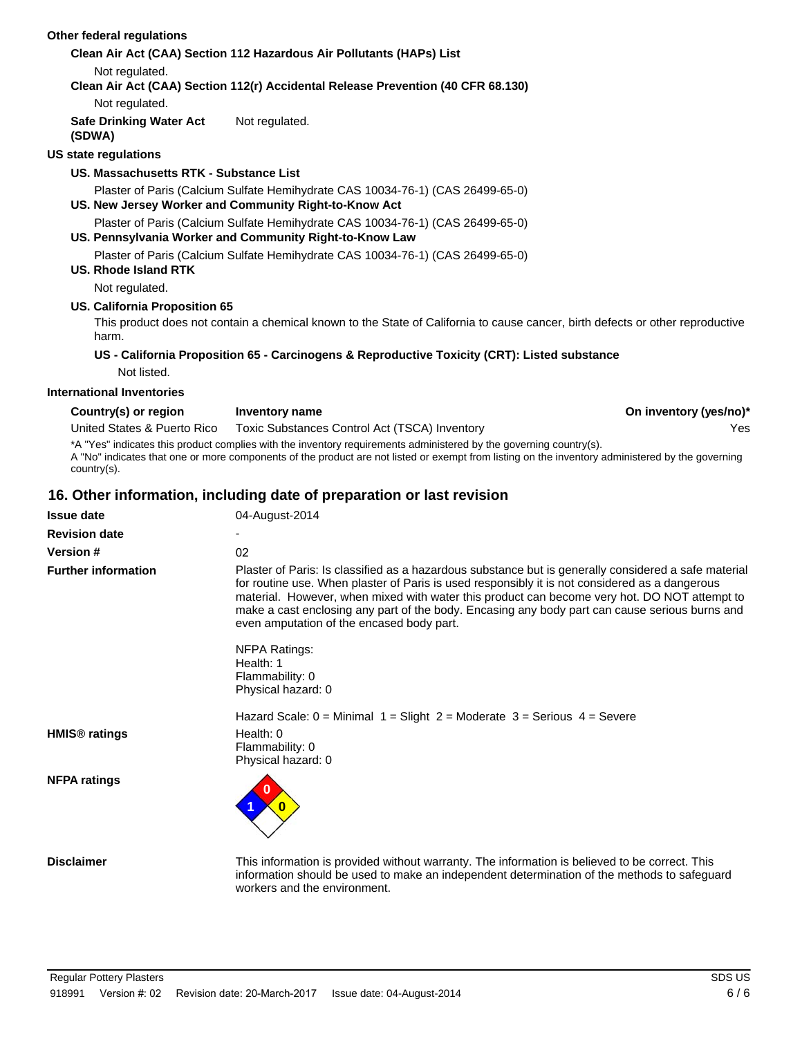**Other federal regulations**

**Clean Air Act (CAA) Section 112 Hazardous Air Pollutants (HAPs) List**

Not regulated.

**Clean Air Act (CAA) Section 112(r) Accidental Release Prevention (40 CFR 68.130)**

Not regulated.

**Safe Drinking Water Act (SDWA)** Not regulated.

**US state regulations**

**US. Massachusetts RTK - Substance List**

Plaster of Paris (Calcium Sulfate Hemihydrate CAS 10034-76-1) (CAS 26499-65-0)

**US. New Jersey Worker and Community Right-to-Know Act**

Plaster of Paris (Calcium Sulfate Hemihydrate CAS 10034-76-1) (CAS 26499-65-0)

**US. Pennsylvania Worker and Community Right-to-Know Law**

Plaster of Paris (Calcium Sulfate Hemihydrate CAS 10034-76-1) (CAS 26499-65-0)

**US. Rhode Island RTK**

Not regulated.

**US. California Proposition 65**

This product does not contain a chemical known to the State of California to cause cancer, birth defects or other reproductive harm.

**US - California Proposition 65 - Carcinogens & Reproductive Toxicity (CRT): Listed substance**

Not listed.

**International Inventories**

| Country(s) or region | Inventory name | On inventory (yes/no)* |
|---|---|---|
| United States & Puerto Rico | Toxic Substances Control Act (TSCA) Inventory | Yes |

*A "Yes" indicates this product complies with the inventory requirements administered by the governing country(s).
A "No" indicates that one or more components of the product are not listed or exempt from listing on the inventory administered by the governing country(s).

## 16. Other information, including date of preparation or last revision

**Issue date** 04-August-2014

**Revision date** -

**Version #** 02

**Further information** Plaster of Paris: Is classified as a hazardous substance but is generally considered a safe material for routine use. When plaster of Paris is used responsibly it is not considered as a dangerous material. However, when mixed with water this product can become very hot. DO NOT attempt to make a cast enclosing any part of the body. Encasing any body part can cause serious burns and even amputation of the encased body part.

NFPA Ratings:
Health: 1
Flammability: 0
Physical hazard: 0

Hazard Scale: 0 = Minimal 1 = Slight 2 = Moderate 3 = Serious 4 = Severe

**HMIS® ratings** Health: 0
Flammability: 0
Physical hazard: 0

**NFPA ratings**

0
1 0

**Disclaimer** This information is provided without warranty. The information is believed to be correct. This information should be used to make an independent determination of the methods to safeguard workers and the environment.